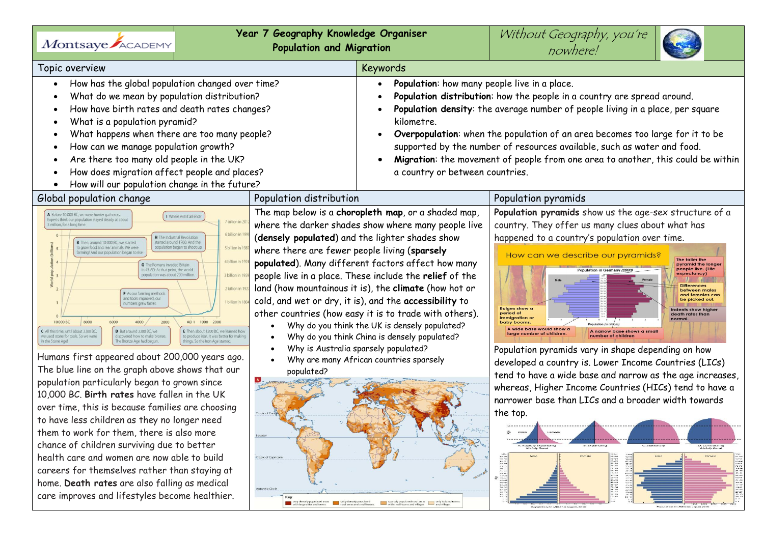# Year 7 Geography Knowledge Organiser
## Population and Migration

Montsaye Academy

*Without Geography, you're nowhere!*

## Topic overview

- How has the global population changed over time?
- What do we mean by population distribution?
- How have birth rates and death rates changes?
- What is a population pyramid?
- What happens when there are too many people?
- How can we manage population growth?
- Are there too many old people in the UK?
- How does migration affect people and places?
- How will our population change in the future?

## Keywords

- **Population**: how many people live in a place.
- **Population distribution**: how the people in a country are spread around.
- **Population density**: the average number of people living in a place, per square kilometre.
- **Overpopulation**: when the population of an area becomes too large for it to be supported by the number of resources available, such as water and food.
- **Migration**: the movement of people from one area to another, this could be within a country or between countries.

## Global population change

A Before 10 000 BC, we were hunter gatherers. Experts think our population stayed steady at about 3 million, for a long time.

B Then, around 10 000 BC, we started to grow food and rear animals. We were farming! And our population began to rise.

C All this time, until about 3300 BC, we used stone for tools. So we were in the Stone Age!

D But around 3300 BC, we discovered how to make bronze. The Bronze Age had begun.

E Then about 1200 BC, we learned how to produce iron. It was better for making things. So the Iron Age started.

F As our farming methods and tools improved, our numbers grew faster.

G The Romans invaded Britain in 43 AD. At that point, the world population was about 200 million.

H The Industrial Revolution started around 1760. And the population began to shoot up.

I Where will it all end?

World population (billions)

7 billion in 2011
6 billion in 1999
5 billion in 1987
4 billion in 1974
3 billion in 1959
2 billion in 1927
1 billion in 1804

10000 BC, 8000, 6000, 4000, 2000, AD 1, 1000, 2000

Humans first appeared about 200,000 years ago. The blue line on the graph above shows that our population particularly began to grown since 10,000 BC. **Birth rates** have fallen in the UK over time, this is because families are choosing to have less children as they no longer need them to work for them, there is also more chance of children surviving due to better health care and women are now able to build careers for themselves rather than staying at home. **Death rates** are also falling as medical care improves and lifestyles become healthier.

## Population distribution

The map below is a **choropleth map**, or a shaded map, where the darker shades show where many people live (**densely populated**) and the lighter shades show where there are fewer people living (**sparsely populated**). Many different factors affect how many people live in a place. These include the **relief** of the land (how mountainous it is), the **climate** (how hot or cold, and wet or dry, it is), and the **accessibility** to other countries (how easy it is to trade with others).

- Why do you think the UK is densely populated?
- Why do you think China is densely populated?
- Why is Australia sparsely populated?
- Why are many African countries sparsely populated?

Arctic Circle, Tropic of Cancer, Equator, Tropic of Capricorn, Antarctic Circle

Key: very densely populated areas with large cities and towns; fairly densely populated rural areas and small towns; sparsely populated rural areas with small towns and villages; only isolated towns and villages

## Population pyramids

**Population pyramids** show us the age-sex structure of a country. They offer us many clues about what has happened to a country's population over time.

How can we describe our pyramids?

Population in Germany (2000)

Male / Female

The taller the pyramid the longer people live. (Life expectancy)

Differences between males and females can be picked out.

Bulges show a period of immigration or baby booms.

Indents show higher death rates than normal.

A wide base would show a large number of children.

A narrow base shows a small number of children

Population (in millions)

Population pyramids vary in shape depending on how developed a country is. Lower Income Countries (LICs) tend to have a wide base and narrow as the age increases, whereas, Higher Income Countries (HICs) tend to have a narrower base than LICs and a broader width towards the top.

A. Rapidly Expanding, B. Expanding, C. Stationary, D. Contracting

Population (in Millions) Japan 2010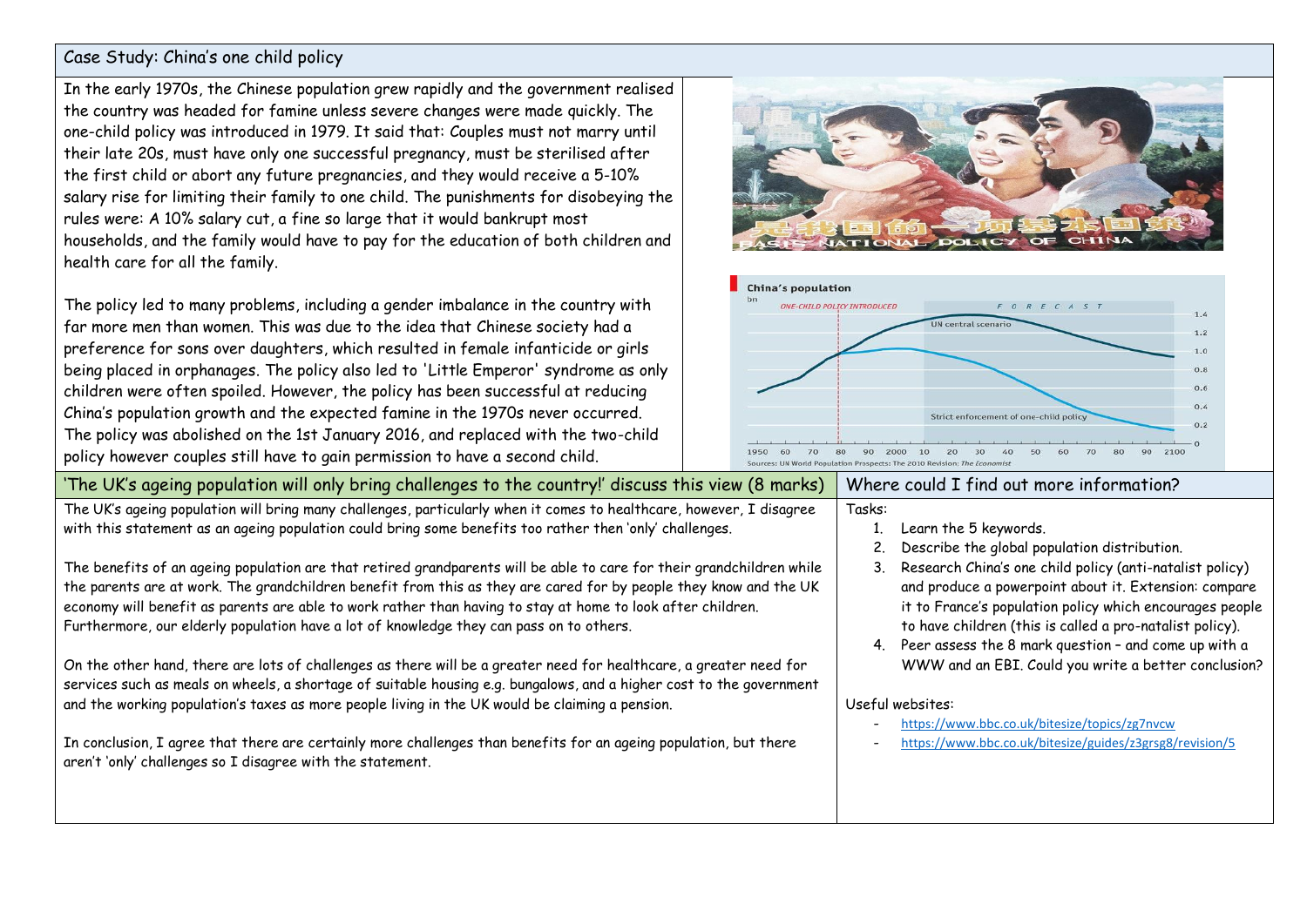## Case Study: China's one child policy

In the early 1970s, the Chinese population grew rapidly and the government realised the country was headed for famine unless severe changes were made quickly. The one-child policy was introduced in 1979. It said that: Couples must not marry until their late 20s, must have only one successful pregnancy, must be sterilised after the first child or abort any future pregnancies, and they would receive a 5-10% salary rise for limiting their family to one child. The punishments for disobeying the rules were: A 10% salary cut, a fine so large that it would bankrupt most households, and the family would have to pay for the education of both children and health care for all the family.

The policy led to many problems, including a gender imbalance in the country with far more men than women. This was due to the idea that Chinese society had a preference for sons over daughters, which resulted in female infanticide or girls being placed in orphanages. The policy also led to 'Little Emperor' syndrome as only children were often spoiled. However, the policy has been successful at reducing China's population growth and the expected famine in the 1970s never occurred. The policy was abolished on the 1st January 2016, and replaced with the two-child policy however couples still have to gain permission to have a second child.

是我国的一项基本国策
BASIS NATIONAL POLICY OF CHINA

China's population
bn
ONE-CHILD POLICY INTRODUCED
FORECAST
UN central scenario
Strict enforcement of one-child policy
1.4
1.2
1.0
0.8
0.6
0.4
0.2
0
1950 60 70 80 90 2000 10 20 30 40 50 60 70 80 90 2100
Sources: UN World Population Prospects: The 2010 Revision; *The Economist*

## 'The UK's ageing population will only bring challenges to the country!' discuss this view (8 marks)

The UK's ageing population will bring many challenges, particularly when it comes to healthcare, however, I disagree with this statement as an ageing population could bring some benefits too rather then 'only' challenges.

The benefits of an ageing population are that retired grandparents will be able to care for their grandchildren while the parents are at work. The grandchildren benefit from this as they are cared for by people they know and the UK economy will benefit as parents are able to work rather than having to stay at home to look after children. Furthermore, our elderly population have a lot of knowledge they can pass on to others.

On the other hand, there are lots of challenges as there will be a greater need for healthcare, a greater need for services such as meals on wheels, a shortage of suitable housing e.g. bungalows, and a higher cost to the government and the working population's taxes as more people living in the UK would be claiming a pension.

In conclusion, I agree that there are certainly more challenges than benefits for an ageing population, but there aren't 'only' challenges so I disagree with the statement.

## Where could I find out more information?

Tasks:

1. Learn the 5 keywords.
2. Describe the global population distribution.
3. Research China's one child policy (anti-natalist policy) and produce a powerpoint about it. Extension: compare it to France's population policy which encourages people to have children (this is called a pro-natalist policy).
4. Peer assess the 8 mark question – and come up with a WWW and an EBI. Could you write a better conclusion?

Useful websites:

- https://www.bbc.co.uk/bitesize/topics/zg7nvcw
- https://www.bbc.co.uk/bitesize/guides/z3grsg8/revision/5